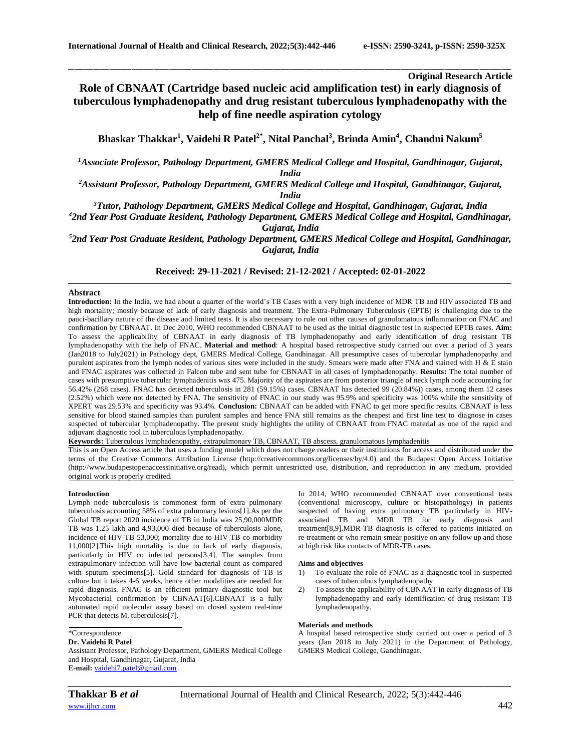**Original Research Article**

# Role of CBNAAT (Cartridge based nucleic acid amplification test) in early diagnosis of tuberculous lymphadenopathy and drug resistant tuberculous lymphadenopathy with the help of fine needle aspiration cytology

**Bhaskar Thakkar[1], Vaidehi R Patel[2*], Nital Panchal[3], Brinda Amin[4], Chandni Nakum[5]**

*[1]Associate Professor, Pathology Department, GMERS Medical College and Hospital, Gandhinagar, Gujarat, India*

*[2]Assistant Professor, Pathology Department, GMERS Medical College and Hospital, Gandhinagar, Gujarat, India*

*[3]Tutor, Pathology Department, GMERS Medical College and Hospital, Gandhinagar, Gujarat, India*

*[4]2nd Year Post Graduate Resident, Pathology Department, GMERS Medical College and Hospital, Gandhinagar, Gujarat, India*

*[5]2nd Year Post Graduate Resident, Pathology Department, GMERS Medical College and Hospital, Gandhinagar, Gujarat, India*

**Received: 29-11-2021 / Revised: 21-12-2021 / Accepted: 02-01-2022**

## Abstract

**Introduction:** In the India, we had about a quarter of the world's TB Cases with a very high incidence of MDR TB and HIV associated TB and high mortality; mostly because of lack of early diagnosis and treatment. The Extra-Pulmonary Tuberculosis (EPTB) is challenging due to the pauci-bacillary nature of the disease and limited tests. It is also necessary to rule out other causes of granulomatous inflammation on FNAC and confirmation by CBNAAT. In Dec 2010, WHO recommended CBNAAT to be used as the initial diagnostic test in suspected EPTB cases. **Aim:** To assess the applicability of CBNAAT in early diagnosis of TB lymphadenopathy and early identification of drug resistant TB lymphadenopathy with the help of FNAC. **Material and method**: A hospital based retrospective study carried out over a period of 3 years (Jan2018 to July2021) in Pathology dept, GMERS Medical College, Gandhinagar. All presumptive cases of tubercular lymphadenopathy and purulent aspirates from the lymph nodes of various sites were included in the study. Smears were made after FNA and stained with H & E stain and FNAC aspirates was collected in Falcon tube and sent tube for CBNAAT in all cases of lymphadenopathy. **Results:** The total number of cases with presumptive tubercular lymphadenitis was 475. Majority of the aspirates are from posterior triangle of neck lymph node accounting for 56.42% (268 cases). FNAC has detected tuberculosis in 281 (59.15%) cases. CBNAAT has detected 99 (20.84%)) cases, among them 12 cases (2.52%) which were not detected by FNA. The sensitivity of FNAC in our study was 95.9% and specificity was 100% while the sensitivity of XPERT was 29.53% and specificity was 93.4%. **Conclusion:** CBNAAT can be added with FNAC to get more specific results. CBNAAT is less sensitive for blood stained samples than purulent samples and hence FNA still remains as the cheapest and first line test to diagnose in cases suspected of tubercular lymphadenopathy. The present study highlights the utility of CBNAAT from FNAC material as one of the rapid and adjuvant diagnostic tool in tuberculous lymphadenopathy.

**Keywords:** Tuberculous lymphadenopathy, extrapulmonary TB, CBNAAT, TB abscess, granulomatous lymphadenitis

This is an Open Access article that uses a funding model which does not charge readers or their institutions for access and distributed under the terms of the Creative Commons Attribution License (http://creativecommons.org/licenses/by/4.0) and the Budapest Open Access Initiative (http://www.budapestopenaccessinitiative.org/read), which permit unrestricted use, distribution, and reproduction in any medium, provided original work is properly credited.

## Introduction

Lymph node tuberculosis is commonest form of extra pulmonary tuberculosis accounting 58% of extra pulmonary lesions[1].As per the Global TB report 2020 incidence of TB in India was 25,90,000MDR TB was 1.25 lakh and 4,93,000 died because of tuberculosis alone, incidence of HIV-TB 53,000; mortality due to HIV-TB co-morbidity 11,000[2].This high mortality is due to lack of early diagnosis, particularly in HIV co infected persons[3,4]. The samples from extrapulmonary infection will have low bacterial count as compared with sputum specimens[5]. Gold standard for diagnosis of TB is culture but it takes 4-6 weeks, hence other modalities are needed for rapid diagnosis. FNAC is an efficient primary diagnostic tool but Mycobacterial confirmation by CBNAAT[6].CBNAAT is a fully automated rapid molecular assay based on closed system real-time PCR that detects M. tuberculosis[7].

\*Correspondence

**Dr. Vaidehi R Patel**

Assistant Professor, Pathology Department, GMERS Medical College and Hospital, Gandhinagar, Gujarat, India

**E-mail:** vaidehi7.patel@gmail.com

In 2014, WHO recommended CBNAAT over conventional tests (conventional microscopy, culture or histopathology) in patients suspected of having extra pulmonary TB particularly in HIV-associated TB and MDR TB for early diagnosis and treatment[8,9].MDR-TB diagnosis is offered to patients initiated on re-treatment or who remain smear positive on any follow up and those at high risk like contacts of MDR-TB cases.

### Aims and objectives

1) To evaluate the role of FNAC as a diagnostic tool in suspected cases of tuberculous lymphadenopathy
2) To assess the applicability of CBNAAT in early diagnosis of TB lymphadenopathy and early identification of drug resistant TB lymphadenopathy.

### Materials and methods

A hospital based retrospective study carried out over a period of 3 years (Jan 2018 to July 2021) in the Department of Pathology, GMERS Medical College, Gandhinagar.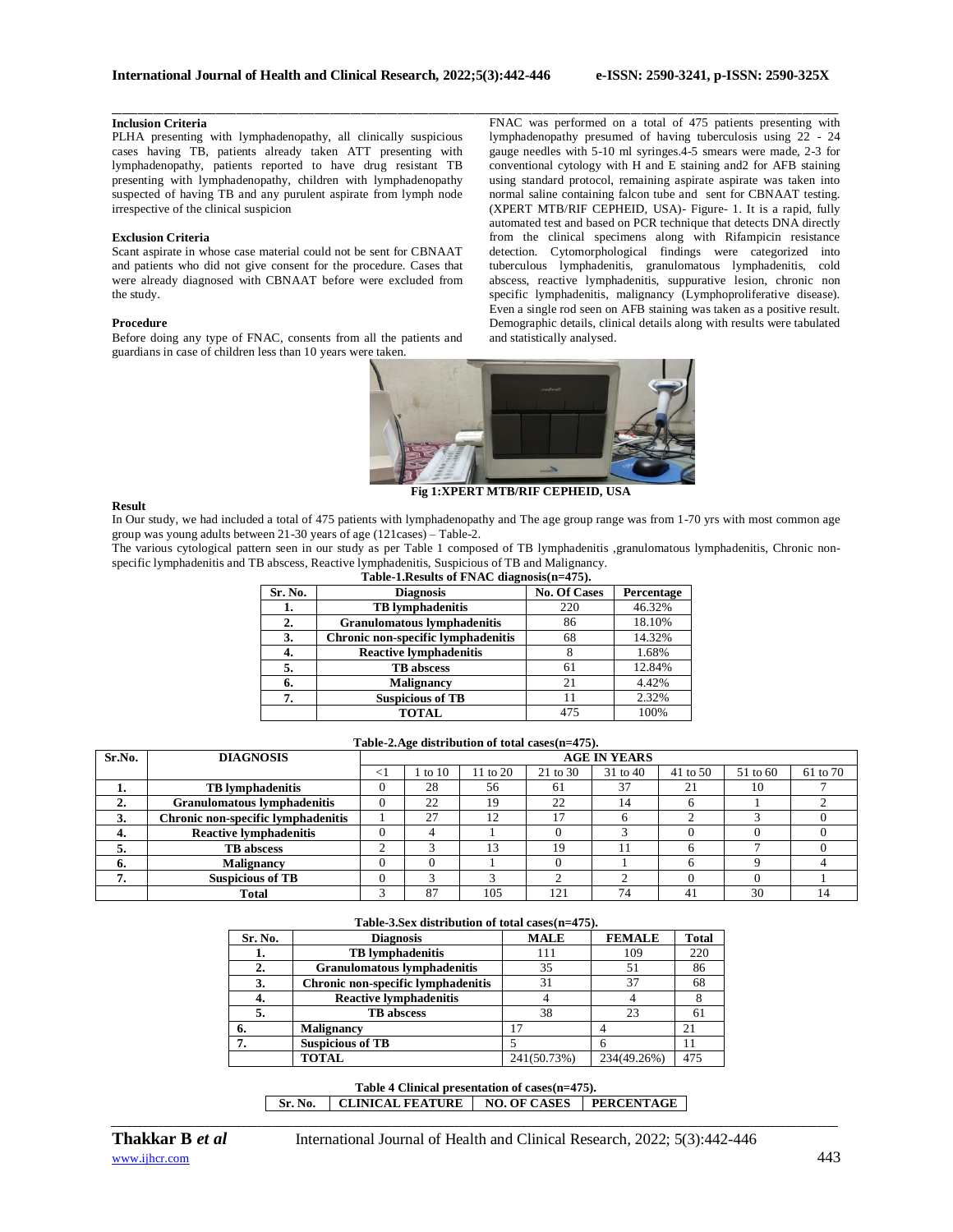### Inclusion Criteria

PLHA presenting with lymphadenopathy, all clinically suspicious cases having TB, patients already taken ATT presenting with lymphadenopathy, patients reported to have drug resistant TB presenting with lymphadenopathy, children with lymphadenopathy suspected of having TB and any purulent aspirate from lymph node irrespective of the clinical suspicion

### Exclusion Criteria

Scant aspirate in whose case material could not be sent for CBNAAT and patients who did not give consent for the procedure. Cases that were already diagnosed with CBNAAT before were excluded from the study.

### Procedure

Before doing any type of FNAC, consents from all the patients and guardians in case of children less than 10 years were taken.

FNAC was performed on a total of 475 patients presenting with lymphadenopathy presumed of having tuberculosis using 22 - 24 gauge needles with 5-10 ml syringes.4-5 smears were made, 2-3 for conventional cytology with H and E staining and2 for AFB staining using standard protocol, remaining aspirate aspirate was taken into normal saline containing falcon tube and sent for CBNAAT testing. (XPERT MTB/RIF CEPHEID, USA)- Figure- 1. It is a rapid, fully automated test and based on PCR technique that detects DNA directly from the clinical specimens along with Rifampicin resistance detection. Cytomorphological findings were categorized into tuberculous lymphadenitis, granulomatous lymphadenitis, cold abscess, reactive lymphadenitis, suppurative lesion, chronic non specific lymphadenitis, malignancy (Lymphoproliferative disease). Even a single rod seen on AFB staining was taken as a positive result. Demographic details, clinical details along with results were tabulated and statistically analysed.

**Fig 1:XPERT MTB/RIF CEPHEID, USA**

### Result

In Our study, we had included a total of 475 patients with lymphadenopathy and The age group range was from 1-70 yrs with most common age group was young adults between 21-30 years of age (121cases) – Table-2.

The various cytological pattern seen in our study as per Table 1 composed of TB lymphadenitis ,granulomatous lymphadenitis, Chronic non-specific lymphadenitis and TB abscess, Reactive lymphadenitis, Suspicious of TB and Malignancy.

**Table-1.Results of FNAC diagnosis(n=475).**

| Sr. No. | Diagnosis | No. Of Cases | Percentage |
|---|---|---|---|
| 1. | TB lymphadenitis | 220 | 46.32% |
| 2. | Granulomatous lymphadenitis | 86 | 18.10% |
| 3. | Chronic non-specific lymphadenitis | 68 | 14.32% |
| 4. | Reactive lymphadenitis | 8 | 1.68% |
| 5. | TB abscess | 61 | 12.84% |
| 6. | Malignancy | 21 | 4.42% |
| 7. | Suspicious of TB | 11 | 2.32% |
| | TOTAL | 475 | 100% |

**Table-2.Age distribution of total cases(n=475).**

| Sr.No. | DIAGNOSIS | AGE IN YEARS | | | | | | | |
|---|---|---|---|---|---|---|---|---|---|
| | | <1 | 1 to 10 | 11 to 20 | 21 to 30 | 31 to 40 | 41 to 50 | 51 to 60 | 61 to 70 |
| 1. | TB lymphadenitis | 0 | 28 | 56 | 61 | 37 | 21 | 10 | 7 |
| 2. | Granulomatous lymphadenitis | 0 | 22 | 19 | 22 | 14 | 6 | 1 | 2 |
| 3. | Chronic non-specific lymphadenitis | 1 | 27 | 12 | 17 | 6 | 2 | 3 | 0 |
| 4. | Reactive lymphadenitis | 0 | 4 | 1 | 0 | 3 | 0 | 0 | 0 |
| 5. | TB abscess | 2 | 3 | 13 | 19 | 11 | 6 | 7 | 0 |
| 6. | Malignancy | 0 | 0 | 1 | 0 | 1 | 6 | 9 | 4 |
| 7. | Suspicious of TB | 0 | 3 | 3 | 2 | 2 | 0 | 0 | 1 |
| | Total | 3 | 87 | 105 | 121 | 74 | 41 | 30 | 14 |

**Table-3.Sex distribution of total cases(n=475).**

| Sr. No. | Diagnosis | MALE | FEMALE | Total |
|---|---|---|---|---|
| 1. | TB lymphadenitis | 111 | 109 | 220 |
| 2. | Granulomatous lymphadenitis | 35 | 51 | 86 |
| 3. | Chronic non-specific lymphadenitis | 31 | 37 | 68 |
| 4. | Reactive lymphadenitis | 4 | 4 | 8 |
| 5. | TB abscess | 38 | 23 | 61 |
| 6. | Malignancy | 17 | 4 | 21 |
| 7. | Suspicious of TB | 5 | 6 | 11 |
| | TOTAL | 241(50.73%) | 234(49.26%) | 475 |

**Table 4 Clinical presentation of cases(n=475).**

| Sr. No. | CLINICAL FEATURE | NO. OF CASES | PERCENTAGE |
|---|---|---|---|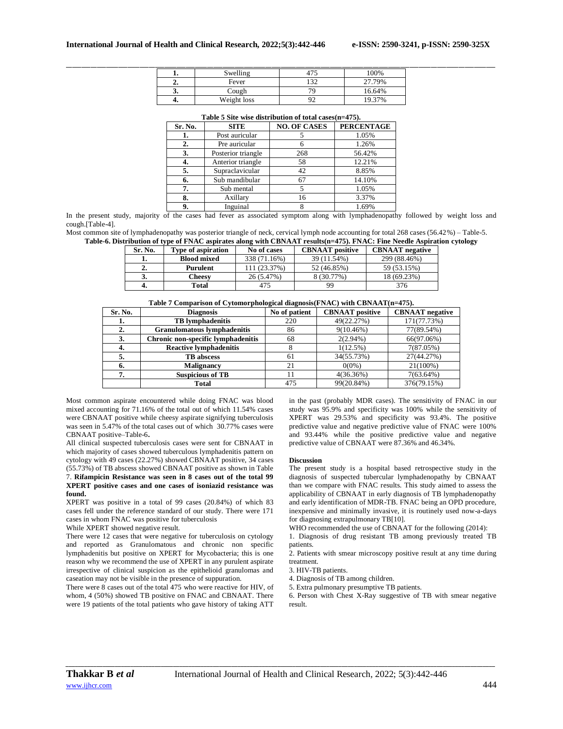| 1. | Swelling | 475 | 100% |
|---|---|---|---|
| 2. | Fever | 132 | 27.79% |
| 3. | Cough | 79 | 16.64% |
| 4. | Weight loss | 92 | 19.37% |

**Table 5 Site wise distribution of total cases(n=475).**

| Sr. No. | SITE | NO. OF CASES | PERCENTAGE |
|---|---|---|---|
| 1. | Post auricular | 5 | 1.05% |
| 2. | Pre auricular | 6 | 1.26% |
| 3. | Posterior triangle | 268 | 56.42% |
| 4. | Anterior triangle | 58 | 12.21% |
| 5. | Supraclavicular | 42 | 8.85% |
| 6. | Sub mandibular | 67 | 14.10% |
| 7. | Sub mental | 5 | 1.05% |
| 8. | Axillary | 16 | 3.37% |
| 9. | Inguinal | 8 | 1.69% |

In the present study, majority of the cases had fever as associated symptom along with lymphadenopathy followed by weight loss and cough.[Table-4].

Most common site of lymphadenopathy was posterior triangle of neck, cervical lymph node accounting for total 268 cases (56.42%) – Table-5.

**Table-6. Distribution of type of FNAC aspirates along with CBNAAT results(n=475). FNAC: Fine Needle Aspiration cytology**

| Sr. No. | Type of aspiration | No of cases | CBNAAT positive | CBNAAT negative |
|---|---|---|---|---|
| 1. | **Blood mixed** | 338 (71.16%) | 39 (11.54%) | 299 (88.46%) |
| 2. | **Purulent** | 111 (23.37%) | 52 (46.85%) | 59 (53.15%) |
| 3. | **Cheesy** | 26 (5.47%) | 8 (30.77%) | 18 (69.23%) |
| 4. | **Total** | 475 | 99 | 376 |

**Table 7 Comparison of Cytomorphological diagnosis(FNAC) with CBNAAT(n=475).**

| Sr. No. | Diagnosis | No of patient | CBNAAT positive | CBNAAT negative |
|---|---|---|---|---|
| 1. | **TB lymphadenitis** | 220 | 49(22.27%) | 171(77.73%) |
| 2. | **Granulomatous lymphadenitis** | 86 | 9(10.46%) | 77(89.54%) |
| 3. | **Chronic non-specific lymphadenitis** | 68 | 2(2.94%) | 66(97.06%) |
| 4. | **Reactive lymphadenitis** | 8 | 1(12.5%) | 7(87.05%) |
| 5. | **TB abscess** | 61 | 34(55.73%) | 27(44.27%) |
| 6. | **Malignancy** | 21 | 0(0%) | 21(100%) |
| 7. | **Suspicious of TB** | 11 | 4(36.36%) | 7(63.64%) |
| | **Total** | 475 | 99(20.84%) | 376(79.15%) |

Most common aspirate encountered while doing FNAC was blood mixed accounting for 71.16% of the total out of which 11.54% cases were CBNAAT positive while cheesy aspirate signifying tuberculosis was seen in 5.47% of the total cases out of which 30.77% cases were CBNAAT positive–Table-6**.**

All clinical suspected tuberculosis cases were sent for CBNAAT in which majority of cases showed tuberculous lymphadenitis pattern on cytology with 49 cases (22.27%) showed CBNAAT positive, 34 cases (55.73%) of TB abscess showed CBNAAT positive as shown in Table 7. **Rifampicin Resistance was seen in 8 cases out of the total 99 XPERT positive cases and one cases of isoniazid resistance was found.**

XPERT was positive in a total of 99 cases (20.84%) of which 83 cases fell under the reference standard of our study. There were 171 cases in whom FNAC was positive for tuberculosis

While XPERT showed negative result.

There were 12 cases that were negative for tuberculosis on cytology and reported as Granulomatous and chronic non specific lymphadenitis but positive on XPERT for Mycobacteria; this is one reason why we recommend the use of XPERT in any purulent aspirate irrespective of clinical suspicion as the epithelioid granulomas and caseation may not be visible in the presence of suppuration.

There were 8 cases out of the total 475 who were reactive for HIV, of whom, 4 (50%) showed TB positive on FNAC and CBNAAT. There were 19 patients of the total patients who gave history of taking ATT in the past (probably MDR cases). The sensitivity of FNAC in our study was 95.9% and specificity was 100% while the sensitivity of XPERT was 29.53% and specificity was 93.4%. The positive predictive value and negative predictive value of FNAC were 100% and 93.44% while the positive predictive value and negative predictive value of CBNAAT were 87.36% and 46.34%.

## Discussion

The present study is a hospital based retrospective study in the diagnosis of suspected tubercular lymphadenopathy by CBNAAT than we compare with FNAC results. This study aimed to assess the applicability of CBNAAT in early diagnosis of TB lymphadenopathy and early identification of MDR-TB. FNAC being an OPD procedure, inexpensive and minimally invasive, it is routinely used now-a-days for diagnosing extrapulmonary TB[10].

WHO recommended the use of CBNAAT for the following (2014):

1. Diagnosis of drug resistant TB among previously treated TB patients.
2. Patients with smear microscopy positive result at any time during treatment.
3. HIV-TB patients.
4. Diagnosis of TB among children.
5. Extra pulmonary presumptive TB patients.
6. Person with Chest X-Ray suggestive of TB with smear negative result.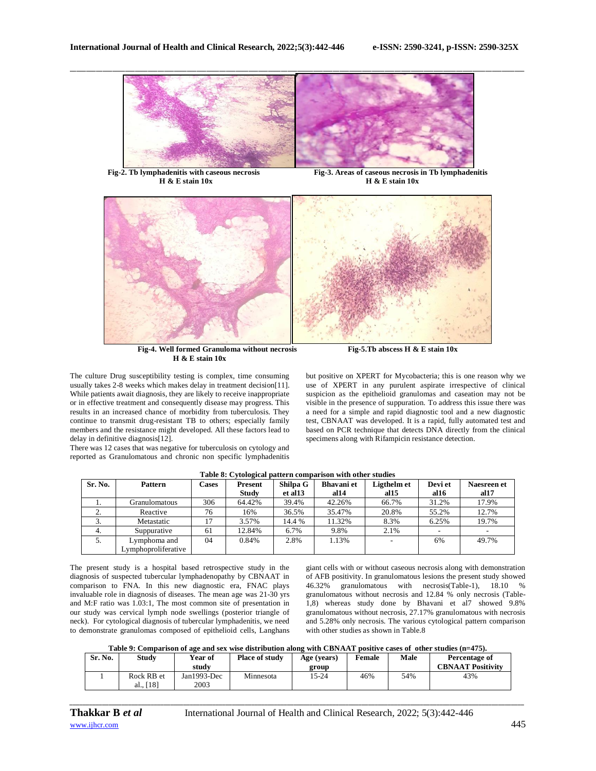Fig-2. Tb lymphadenitis with caseous necrosis H & E stain 10x

Fig-3. Areas of caseous necrosis in Tb lymphadenitis H & E stain 10x

Fig-4. Well formed Granuloma without necrosis H & E stain 10x

Fig-5.Tb abscess H & E stain 10x

The culture Drug susceptibility testing is complex, time consuming usually takes 2-8 weeks which makes delay in treatment decision[11]. While patients await diagnosis, they are likely to receive inappropriate or in effective treatment and consequently disease may progress. This results in an increased chance of morbidity from tuberculosis. They continue to transmit drug-resistant TB to others; especially family members and the resistance might developed. All these factors lead to delay in definitive diagnosis[12].

There was 12 cases that was negative for tuberculosis on cytology and reported as Granulomatous and chronic non specific lymphadenitis but positive on XPERT for Mycobacteria; this is one reason why we use of XPERT in any purulent aspirate irrespective of clinical suspicion as the epithelioid granulomas and caseation may not be visible in the presence of suppuration. To address this issue there was a need for a simple and rapid diagnostic tool and a new diagnostic test, CBNAAT was developed. It is a rapid, fully automated test and based on PCR technique that detects DNA directly from the clinical specimens along with Rifampicin resistance detection.

**Table 8: Cytological pattern comparison with other studies**

| Sr. No. | Pattern | Cases | Present Study | Shilpa G et al13 | Bhavani et al14 | Ligthelm et al15 | Devi et al16 | Naesreen et al17 |
|---|---|---|---|---|---|---|---|---|
| 1. | Granulomatous | 306 | 64.42% | 39.4% | 42.26% | 66.7% | 31.2% | 17.9% |
| 2. | Reactive | 76 | 16% | 36.5% | 35.47% | 20.8% | 55.2% | 12.7% |
| 3. | Metastatic | 17 | 3.57% | 14.4 % | 11.32% | 8.3% | 6.25% | 19.7% |
| 4. | Suppurative | 61 | 12.84% | 6.7% | 9.8% | 2.1% | - | - |
| 5. | Lymphoma and Lymphoproliferative | 04 | 0.84% | 2.8% | 1.13% | - | 6% | 49.7% |

The present study is a hospital based retrospective study in the diagnosis of suspected tubercular lymphadenopathy by CBNAAT in comparison to FNA. In this new diagnostic era, FNAC plays invaluable role in diagnosis of diseases. The mean age was 21-30 yrs and M:F ratio was 1.03:1, The most common site of presentation in our study was cervical lymph node swellings (posterior triangle of neck). For cytological diagnosis of tubercular lymphadenitis, we need to demonstrate granulomas composed of epithelioid cells, Langhans giant cells with or without caseous necrosis along with demonstration of AFB positivity. In granulomatous lesions the present study showed 46.32% granulomatous with necrosis(Table-1), 18.10 % granulomatous without necrosis and 12.84 % only necrosis (Table-1,8) whereas study done by Bhavani et al7 showed 9.8% granulomatous without necrosis, 27.17% granulomatous with necrosis and 5.28% only necrosis. The various cytological pattern comparison with other studies as shown in Table.8

**Table 9: Comparison of age and sex wise distribution along with CBNAAT positive cases of other studies (n=475).**

| Sr. No. | Study | Year of study | Place of study | Age (years) group | Female | Male | Percentage of CBNAAT Positivity |
|---|---|---|---|---|---|---|---|
| 1 | Rock RB et al., [18] | Jan1993-Dec 2003 | Minnesota | 15-24 | 46% | 54% | 43% |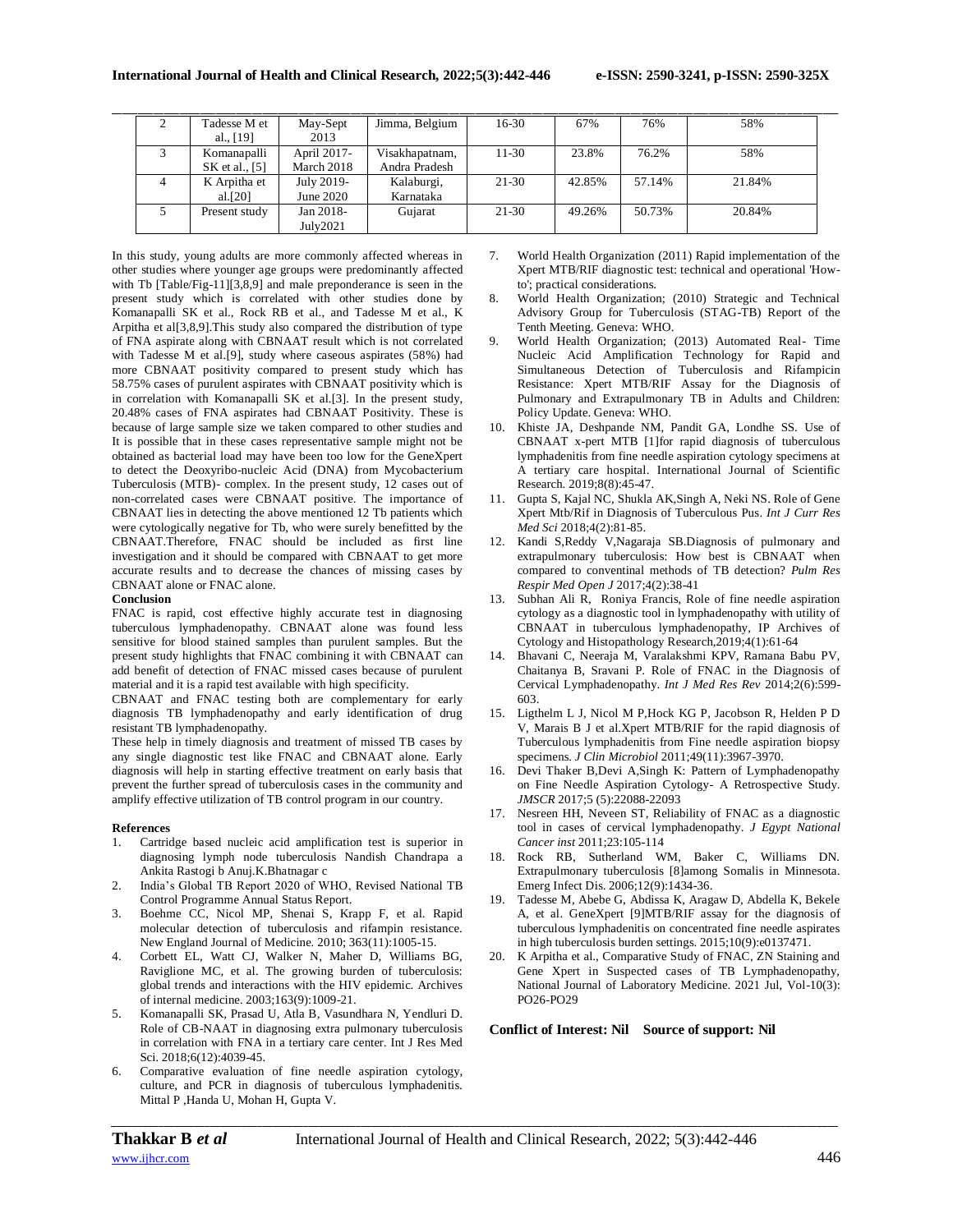| | | | | | | | |
|---|---|---|---|---|---|---|---|
| 2 | Tadesse M et al., [19] | May-Sept 2013 | Jimma, Belgium | 16-30 | 67% | 76% | 58% |
| 3 | Komanapalli SK et al., [5] | April 2017-March 2018 | Visakhapatnam, Andra Pradesh | 11-30 | 23.8% | 76.2% | 58% |
| 4 | K Arpitha et al.[20] | July 2019-June 2020 | Kalaburgi, Karnataka | 21-30 | 42.85% | 57.14% | 21.84% |
| 5 | Present study | Jan 2018-July2021 | Gujarat | 21-30 | 49.26% | 50.73% | 20.84% |

In this study, young adults are more commonly affected whereas in other studies where younger age groups were predominantly affected with Tb [Table/Fig-11][3,8,9] and male preponderance is seen in the present study which is correlated with other studies done by Komanapalli SK et al., Rock RB et al., and Tadesse M et al., K Arpitha et al[3,8,9].This study also compared the distribution of type of FNA aspirate along with CBNAAT result which is not correlated with Tadesse M et al.[9], study where caseous aspirates (58%) had more CBNAAT positivity compared to present study which has 58.75% cases of purulent aspirates with CBNAAT positivity which is in correlation with Komanapalli SK et al.[3]. In the present study, 20.48% cases of FNA aspirates had CBNAAT Positivity. These is because of large sample size we taken compared to other studies and It is possible that in these cases representative sample might not be obtained as bacterial load may have been too low for the GeneXpert to detect the Deoxyribo-nucleic Acid (DNA) from Mycobacterium Tuberculosis (MTB)- complex. In the present study, 12 cases out of non-correlated cases were CBNAAT positive. The importance of CBNAAT lies in detecting the above mentioned 12 Tb patients which were cytologically negative for Tb, who were surely benefitted by the CBNAAT.Therefore, FNAC should be included as first line investigation and it should be compared with CBNAAT to get more accurate results and to decrease the chances of missing cases by CBNAAT alone or FNAC alone.

**Conclusion**

FNAC is rapid, cost effective highly accurate test in diagnosing tuberculous lymphadenopathy. CBNAAT alone was found less sensitive for blood stained samples than purulent samples. But the present study highlights that FNAC combining it with CBNAAT can add benefit of detection of FNAC missed cases because of purulent material and it is a rapid test available with high specificity.

CBNAAT and FNAC testing both are complementary for early diagnosis TB lymphadenopathy and early identification of drug resistant TB lymphadenopathy.

These help in timely diagnosis and treatment of missed TB cases by any single diagnostic test like FNAC and CBNAAT alone. Early diagnosis will help in starting effective treatment on early basis that prevent the further spread of tuberculosis cases in the community and amplify effective utilization of TB control program in our country.

**References**

1. Cartridge based nucleic acid amplification test is superior in diagnosing lymph node tuberculosis Nandish Chandrapa a Ankita Rastogi b Anuj.K.Bhatnagar c
2. India's Global TB Report 2020 of WHO, Revised National TB Control Programme Annual Status Report.
3. Boehme CC, Nicol MP, Shenai S, Krapp F, et al. Rapid molecular detection of tuberculosis and rifampin resistance. New England Journal of Medicine. 2010; 363(11):1005-15.
4. Corbett EL, Watt CJ, Walker N, Maher D, Williams BG, Raviglione MC, et al. The growing burden of tuberculosis: global trends and interactions with the HIV epidemic. Archives of internal medicine. 2003;163(9):1009-21.
5. Komanapalli SK, Prasad U, Atla B, Vasundhara N, Yendluri D. Role of CB-NAAT in diagnosing extra pulmonary tuberculosis in correlation with FNA in a tertiary care center. Int J Res Med Sci. 2018;6(12):4039-45.
6. Comparative evaluation of fine needle aspiration cytology, culture, and PCR in diagnosis of tuberculous lymphadenitis. Mittal P ,Handa U, Mohan H, Gupta V.
7. World Health Organization (2011) Rapid implementation of the Xpert MTB/RIF diagnostic test: technical and operational 'How-to'; practical considerations.
8. World Health Organization; (2010) Strategic and Technical Advisory Group for Tuberculosis (STAG-TB) Report of the Tenth Meeting. Geneva: WHO.
9. World Health Organization; (2013) Automated Real- Time Nucleic Acid Amplification Technology for Rapid and Simultaneous Detection of Tuberculosis and Rifampicin Resistance: Xpert MTB/RIF Assay for the Diagnosis of Pulmonary and Extrapulmonary TB in Adults and Children: Policy Update. Geneva: WHO.
10. Khiste JA, Deshpande NM, Pandit GA, Londhe SS. Use of CBNAAT x-pert MTB [1]for rapid diagnosis of tuberculous lymphadenitis from fine needle aspiration cytology specimens at A tertiary care hospital. International Journal of Scientific Research. 2019;8(8):45-47.
11. Gupta S, Kajal NC, Shukla AK,Singh A, Neki NS. Role of Gene Xpert Mtb/Rif in Diagnosis of Tuberculous Pus. *Int J Curr Res Med Sci* 2018;4(2):81-85.
12. Kandi S,Reddy V,Nagaraja SB.Diagnosis of pulmonary and extrapulmonary tuberculosis: How best is CBNAAT when compared to conventinal methods of TB detection? *Pulm Res Respir Med Open J* 2017;4(2):38-41
13. Subhan Ali R, Roniya Francis, Role of fine needle aspiration cytology as a diagnostic tool in lymphadenopathy with utility of CBNAAT in tuberculous lymphadenopathy, IP Archives of Cytology and Histopathology Research,2019;4(1):61-64
14. Bhavani C, Neeraja M, Varalakshmi KPV, Ramana Babu PV, Chaitanya B, Sravani P. Role of FNAC in the Diagnosis of Cervical Lymphadenopathy. *Int J Med Res Rev* 2014;2(6):599-603.
15. Ligthelm L J, Nicol M P,Hock KG P, Jacobson R, Helden P D V, Marais B J et al.Xpert MTB/RIF for the rapid diagnosis of Tuberculous lymphadenitis from Fine needle aspiration biopsy specimens. *J Clin Microbiol* 2011;49(11):3967-3970.
16. Devi Thaker B,Devi A,Singh K: Pattern of Lymphadenopathy on Fine Needle Aspiration Cytology- A Retrospective Study. *JMSCR* 2017;5 (5):22088-22093
17. Nesreen HH, Neveen ST, Reliability of FNAC as a diagnostic tool in cases of cervical lymphadenopathy. *J Egypt National Cancer inst* 2011;23:105-114
18. Rock RB, Sutherland WM, Baker C, Williams DN. Extrapulmonary tuberculosis [8]among Somalis in Minnesota. Emerg Infect Dis. 2006;12(9):1434-36.
19. Tadesse M, Abebe G, Abdissa K, Aragaw D, Abdella K, Bekele A, et al. GeneXpert [9]MTB/RIF assay for the diagnosis of tuberculous lymphadenitis on concentrated fine needle aspirates in high tuberculosis burden settings. 2015;10(9):e0137471.
20. K Arpitha et al., Comparative Study of FNAC, ZN Staining and Gene Xpert in Suspected cases of TB Lymphadenopathy, National Journal of Laboratory Medicine. 2021 Jul, Vol-10(3): PO26-PO29

**Conflict of Interest: Nil Source of support: Nil**